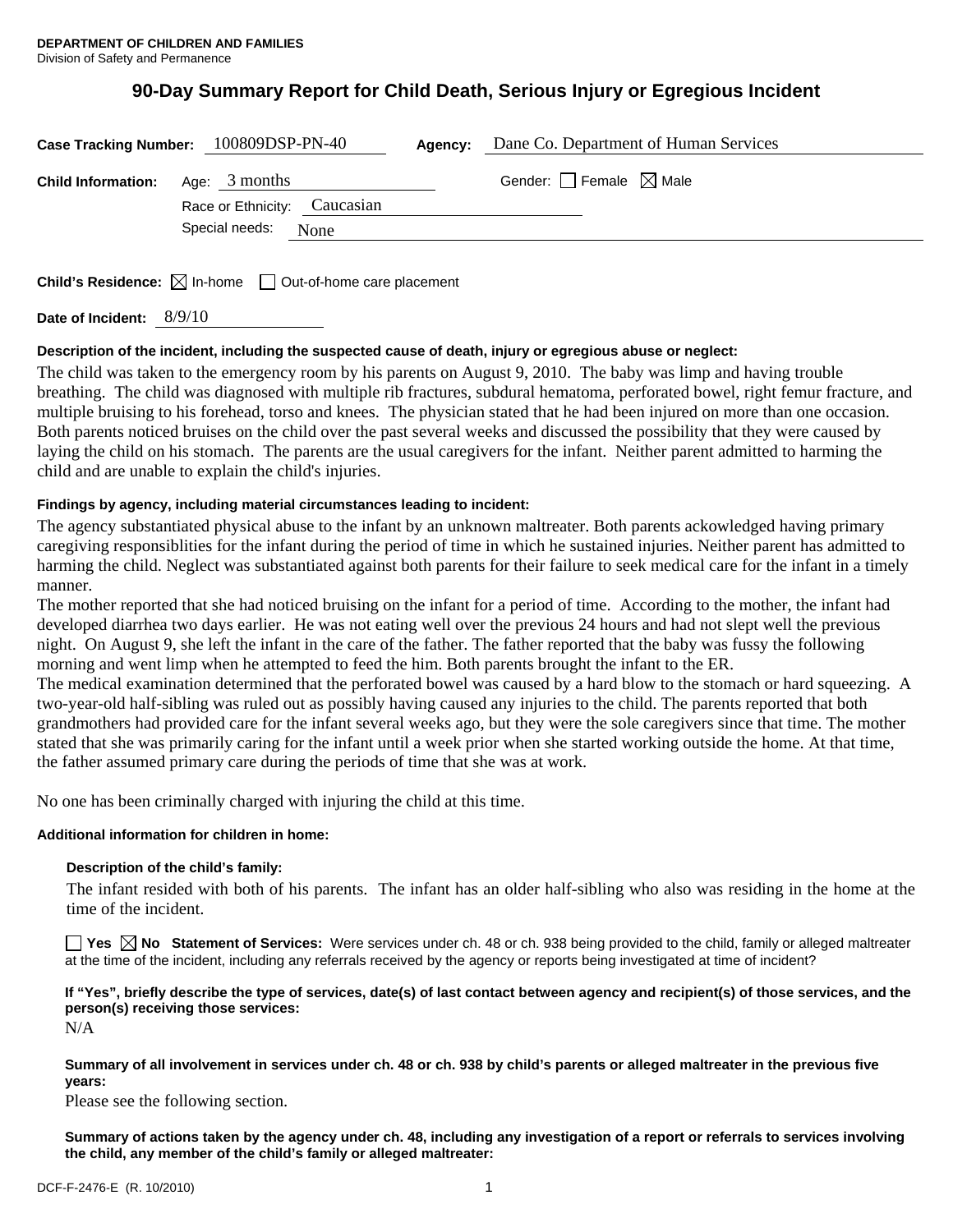**DEPARTMENT OF CHILDREN AND FAMILIES**
Division of Safety and Permanence

# 90-Day Summary Report for Child Death, Serious Injury or Egregious Incident

**Case Tracking Number:** 100809DSP-PN-40 **Agency:** Dane Co. Department of Human Services

**Child Information:** Age: 3 months Gender: ☐ Female ☒ Male

Race or Ethnicity: Caucasian

Special needs: None

**Child's Residence:** ☒ In-home ☐ Out-of-home care placement

**Date of Incident:** 8/9/10

**Description of the incident, including the suspected cause of death, injury or egregious abuse or neglect:**

The child was taken to the emergency room by his parents on August 9, 2010. The baby was limp and having trouble breathing. The child was diagnosed with multiple rib fractures, subdural hematoma, perforated bowel, right femur fracture, and multiple bruising to his forehead, torso and knees. The physician stated that he had been injured on more than one occasion. Both parents noticed bruises on the child over the past several weeks and discussed the possibility that they were caused by laying the child on his stomach. The parents are the usual caregivers for the infant. Neither parent admitted to harming the child and are unable to explain the child's injuries.

**Findings by agency, including material circumstances leading to incident:**

The agency substantiated physical abuse to the infant by an unknown maltreater. Both parents ackowledged having primary caregiving responsiblities for the infant during the period of time in which he sustained injuries. Neither parent has admitted to harming the child. Neglect was substantiated against both parents for their failure to seek medical care for the infant in a timely manner.

The mother reported that she had noticed bruising on the infant for a period of time. According to the mother, the infant had developed diarrhea two days earlier. He was not eating well over the previous 24 hours and had not slept well the previous night. On August 9, she left the infant in the care of the father. The father reported that the baby was fussy the following morning and went limp when he attempted to feed the him. Both parents brought the infant to the ER.

The medical examination determined that the perforated bowel was caused by a hard blow to the stomach or hard squeezing. A two-year-old half-sibling was ruled out as possibly having caused any injuries to the child. The parents reported that both grandmothers had provided care for the infant several weeks ago, but they were the sole caregivers since that time. The mother stated that she was primarily caring for the infant until a week prior when she started working outside the home. At that time, the father assumed primary care during the periods of time that she was at work.

No one has been criminally charged with injuring the child at this time.

**Additional information for children in home:**

**Description of the child's family:**

The infant resided with both of his parents. The infant has an older half-sibling who also was residing in the home at the time of the incident.

☐ **Yes** ☒ **No** **Statement of Services:** Were services under ch. 48 or ch. 938 being provided to the child, family or alleged maltreater at the time of the incident, including any referrals received by the agency or reports being investigated at time of incident?

**If "Yes", briefly describe the type of services, date(s) of last contact between agency and recipient(s) of those services, and the person(s) receiving those services:**

N/A

**Summary of all involvement in services under ch. 48 or ch. 938 by child's parents or alleged maltreater in the previous five years:**

Please see the following section.

**Summary of actions taken by the agency under ch. 48, including any investigation of a report or referrals to services involving the child, any member of the child's family or alleged maltreater:**

DCF-F-2476-E (R. 10/2010)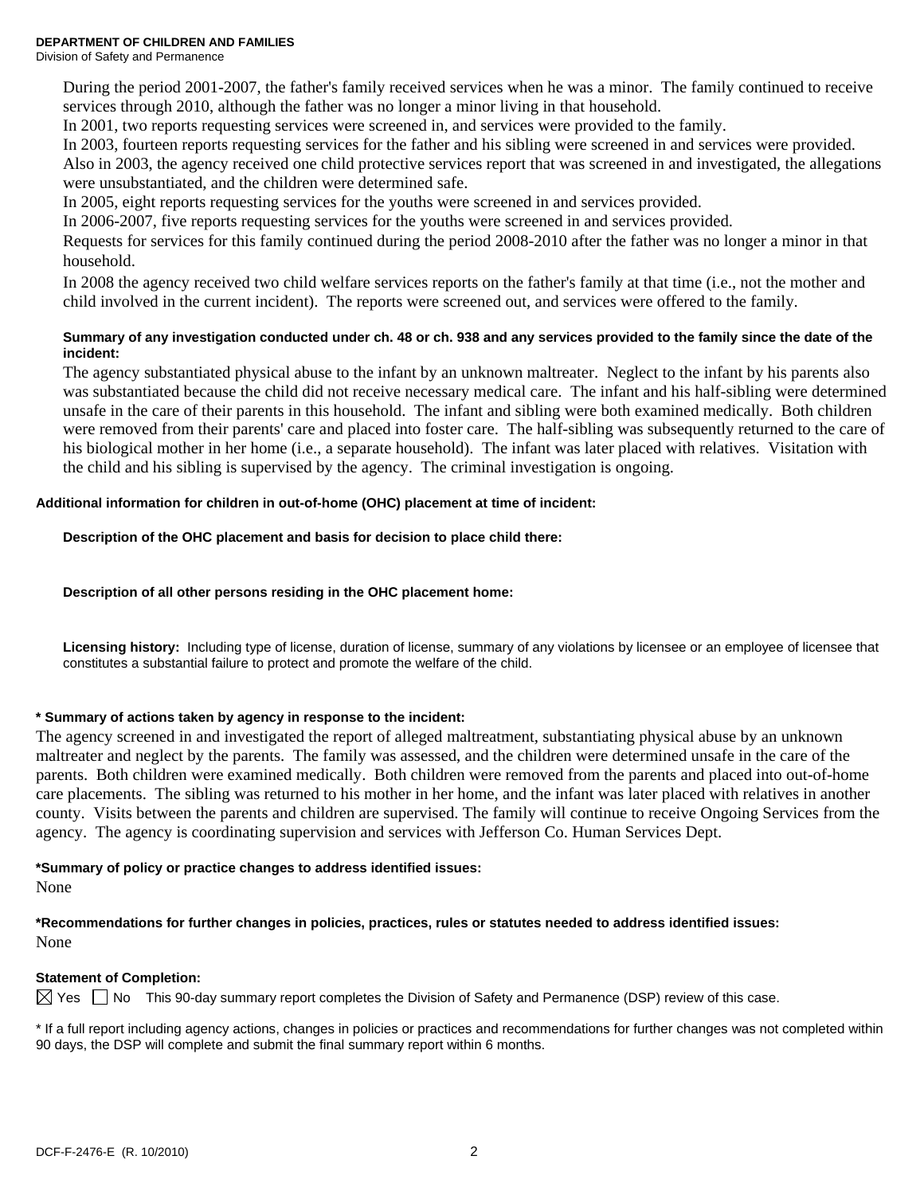During the period 2001-2007, the father's family received services when he was a minor. The family continued to receive services through 2010, although the father was no longer a minor living in that household.

In 2001, two reports requesting services were screened in, and services were provided to the family.

In 2003, fourteen reports requesting services for the father and his sibling were screened in and services were provided. Also in 2003, the agency received one child protective services report that was screened in and investigated, the allegations were unsubstantiated, and the children were determined safe.

In 2005, eight reports requesting services for the youths were screened in and services provided.

In 2006-2007, five reports requesting services for the youths were screened in and services provided.

Requests for services for this family continued during the period 2008-2010 after the father was no longer a minor in that household.

In 2008 the agency received two child welfare services reports on the father's family at that time (i.e., not the mother and child involved in the current incident). The reports were screened out, and services were offered to the family.

**Summary of any investigation conducted under ch. 48 or ch. 938 and any services provided to the family since the date of the incident:**

The agency substantiated physical abuse to the infant by an unknown maltreater. Neglect to the infant by his parents also was substantiated because the child did not receive necessary medical care. The infant and his half-sibling were determined unsafe in the care of their parents in this household. The infant and sibling were both examined medically. Both children were removed from their parents' care and placed into foster care. The half-sibling was subsequently returned to the care of his biological mother in her home (i.e., a separate household). The infant was later placed with relatives. Visitation with the child and his sibling is supervised by the agency. The criminal investigation is ongoing.

**Additional information for children in out-of-home (OHC) placement at time of incident:**

**Description of the OHC placement and basis for decision to place child there:**

**Description of all other persons residing in the OHC placement home:**

**Licensing history:** Including type of license, duration of license, summary of any violations by licensee or an employee of licensee that constitutes a substantial failure to protect and promote the welfare of the child.

**\* Summary of actions taken by agency in response to the incident:**

The agency screened in and investigated the report of alleged maltreatment, substantiating physical abuse by an unknown maltreater and neglect by the parents. The family was assessed, and the children were determined unsafe in the care of the parents. Both children were examined medically. Both children were removed from the parents and placed into out-of-home care placements. The sibling was returned to his mother in her home, and the infant was later placed with relatives in another county. Visits between the parents and children are supervised. The family will continue to receive Ongoing Services from the agency. The agency is coordinating supervision and services with Jefferson Co. Human Services Dept.

**\*Summary of policy or practice changes to address identified issues:**

None

**\*Recommendations for further changes in policies, practices, rules or statutes needed to address identified issues:**

None

**Statement of Completion:**

☒ Yes ☐ No This 90-day summary report completes the Division of Safety and Permanence (DSP) review of this case.

\* If a full report including agency actions, changes in policies or practices and recommendations for further changes was not completed within 90 days, the DSP will complete and submit the final summary report within 6 months.